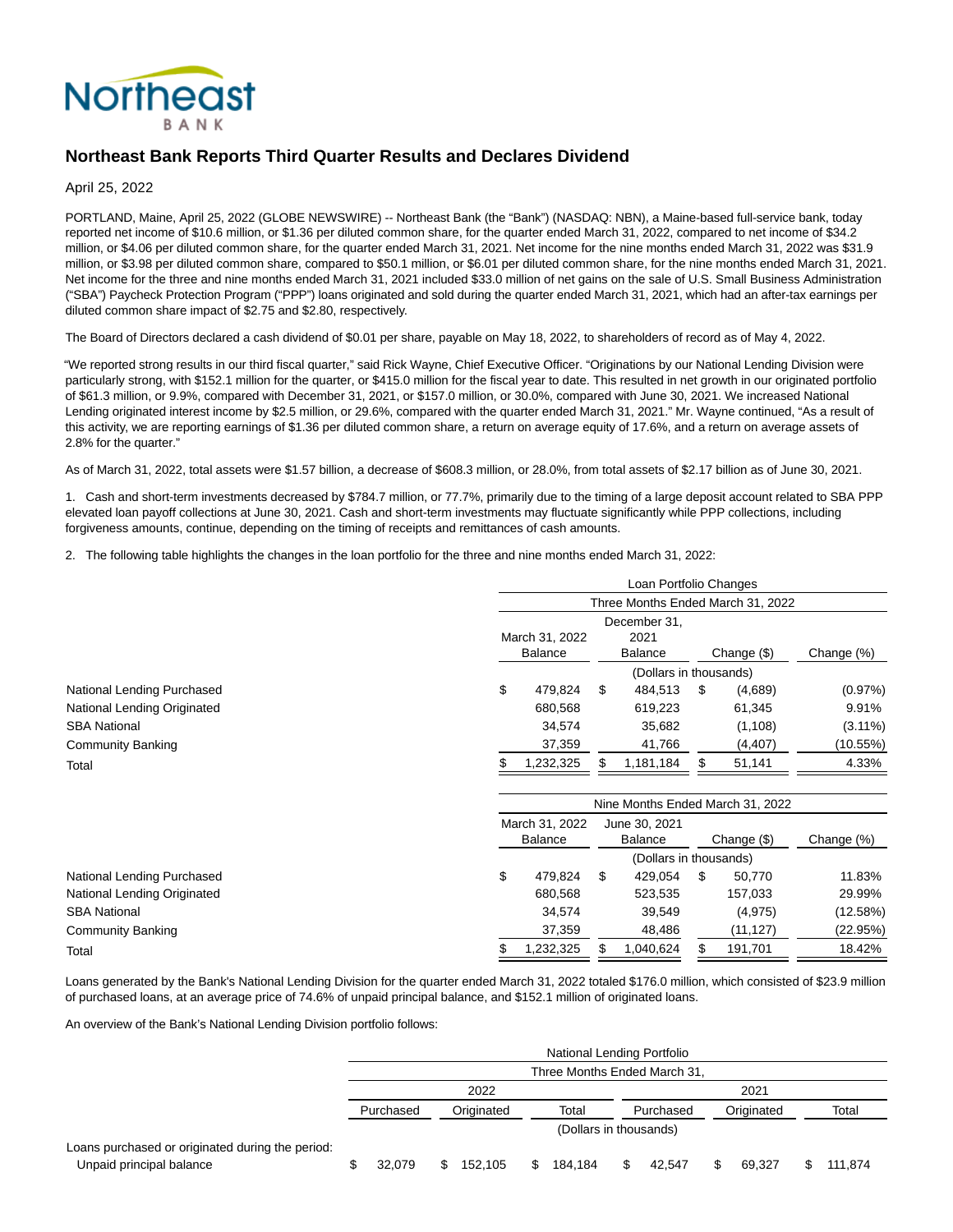# Northeast Bank Reports Third Quarter Results and Declares Dividend

April 25, 2022

PORTLAND, Maine, April 25, 2022 (GLOBE NEWSWIRE) -- Northeast Bank (the "Bank") (NASDAQ: NBN), a Maine-based full-service bank, today reported net income of $10.6 million, or $1.36 per diluted common share, for the quarter ended March 31, 2022, compared to net income of $34.2 million, or $4.06 per diluted common share, for the quarter ended March 31, 2021. Net income for the nine months ended March 31, 2022 was $31.9 million, or $3.98 per diluted common share, compared to $50.1 million, or $6.01 per diluted common share, for the nine months ended March 31, 2021. Net income for the three and nine months ended March 31, 2021 included $33.0 million of net gains on the sale of U.S. Small Business Administration ("SBA") Paycheck Protection Program ("PPP") loans originated and sold during the quarter ended March 31, 2021, which had an after-tax earnings per diluted common share impact of $2.75 and $2.80, respectively.

The Board of Directors declared a cash dividend of $0.01 per share, payable on May 18, 2022, to shareholders of record as of May 4, 2022.

"We reported strong results in our third fiscal quarter," said Rick Wayne, Chief Executive Officer. "Originations by our National Lending Division were particularly strong, with $152.1 million for the quarter, or $415.0 million for the fiscal year to date. This resulted in net growth in our originated portfolio of $61.3 million, or 9.9%, compared with December 31, 2021, or $157.0 million, or 30.0%, compared with June 30, 2021. We increased National Lending originated interest income by $2.5 million, or 29.6%, compared with the quarter ended March 31, 2021." Mr. Wayne continued, "As a result of this activity, we are reporting earnings of $1.36 per diluted common share, a return on average equity of 17.6%, and a return on average assets of 2.8% for the quarter."

As of March 31, 2022, total assets were $1.57 billion, a decrease of $608.3 million, or 28.0%, from total assets of $2.17 billion as of June 30, 2021.

1. Cash and short-term investments decreased by $784.7 million, or 77.7%, primarily due to the timing of a large deposit account related to SBA PPP elevated loan payoff collections at June 30, 2021. Cash and short-term investments may fluctuate significantly while PPP collections, including forgiveness amounts, continue, depending on the timing of receipts and remittances of cash amounts.

2. The following table highlights the changes in the loan portfolio for the three and nine months ended March 31, 2022:

| | Loan Portfolio Changes | | | |
|---|---|---|---|---|
| | Three Months Ended March 31, 2022 | | | |
| | March 31, 2022 Balance | December 31, 2021 Balance | Change ($) | Change (%) |
| | (Dollars in thousands) | | | |
| National Lending Purchased | $ 479,824 | $ 484,513 | $ (4,689) | (0.97%) |
| National Lending Originated | 680,568 | 619,223 | 61,345 | 9.91% |
| SBA National | 34,574 | 35,682 | (1,108) | (3.11%) |
| Community Banking | 37,359 | 41,766 | (4,407) | (10.55%) |
| Total | $ 1,232,325 | $ 1,181,184 | $ 51,141 | 4.33% |
| | Nine Months Ended March 31, 2022 | | | |
| | March 31, 2022 Balance | June 30, 2021 Balance | Change ($) | Change (%) |
| | (Dollars in thousands) | | | |
| National Lending Purchased | $ 479,824 | $ 429,054 | $ 50,770 | 11.83% |
| National Lending Originated | 680,568 | 523,535 | 157,033 | 29.99% |
| SBA National | 34,574 | 39,549 | (4,975) | (12.58%) |
| Community Banking | 37,359 | 48,486 | (11,127) | (22.95%) |
| Total | $ 1,232,325 | $ 1,040,624 | $ 191,701 | 18.42% |

Loans generated by the Bank's National Lending Division for the quarter ended March 31, 2022 totaled $176.0 million, which consisted of $23.9 million of purchased loans, at an average price of 74.6% of unpaid principal balance, and $152.1 million of originated loans.

An overview of the Bank's National Lending Division portfolio follows:

| | National Lending Portfolio | | | | | |
|---|---|---|---|---|---|---|
| | Three Months Ended March 31, | | | | | |
| | 2022 | | | 2021 | | |
| | Purchased | Originated | Total | Purchased | Originated | Total |
| | (Dollars in thousands) | | | | | |
| Loans purchased or originated during the period: | | | | | | |
| Unpaid principal balance | $ 32,079 | $ 152,105 | $ 184,184 | $ 42,547 | $ 69,327 | $ 111,874 |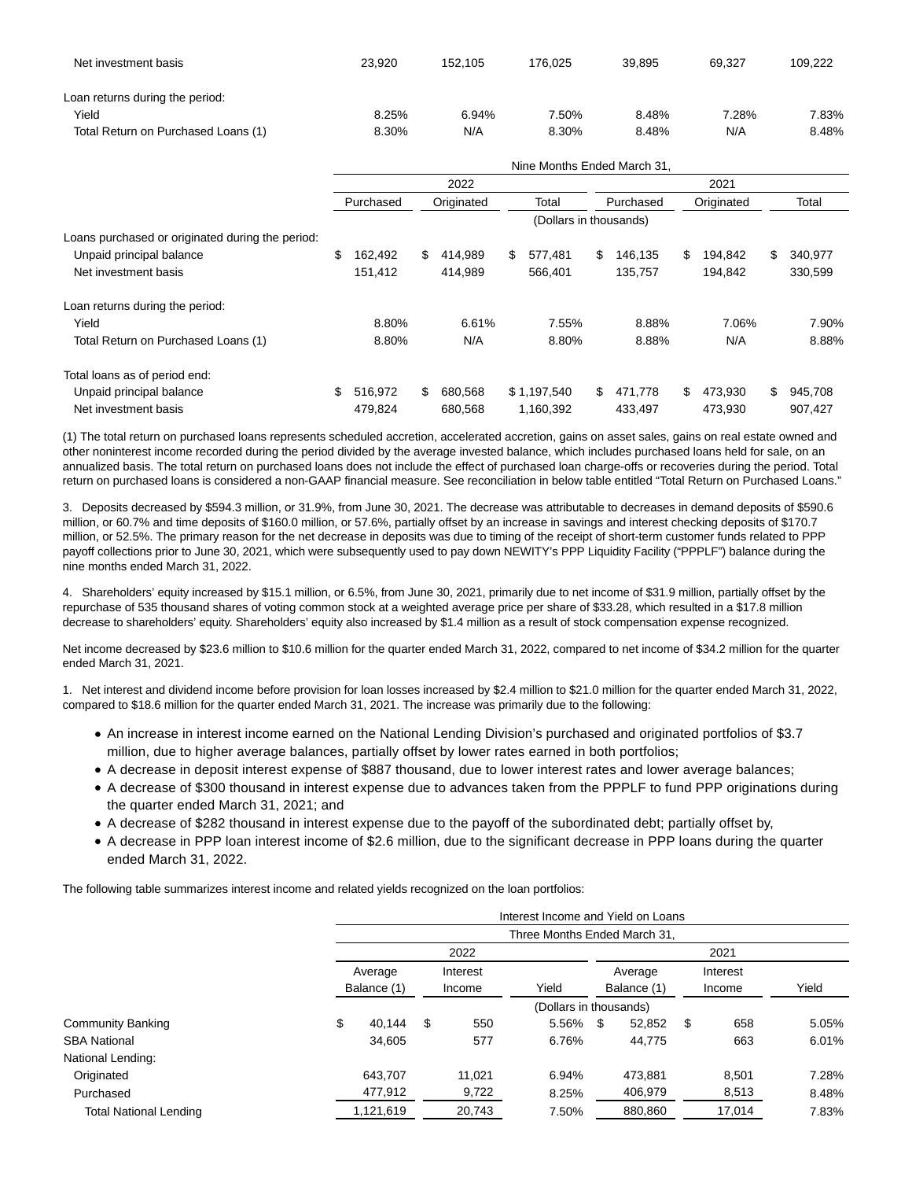| | Purchased | Originated | Total | Purchased | Originated | Total |
|---|---|---|---|---|---|---|
| Net investment basis | 23,920 | 152,105 | 176,025 | 39,895 | 69,327 | 109,222 |
| Loan returns during the period: | | | | | | |
| Yield | 8.25% | 6.94% | 7.50% | 8.48% | 7.28% | 7.83% |
| Total Return on Purchased Loans (1) | 8.30% | N/A | 8.30% | 8.48% | N/A | 8.48% |

| | Nine Months Ended March 31, | | | | | |
|---|---|---|---|---|---|---|
| | 2022 | | | 2021 | | |
| | Purchased | Originated | Total | Purchased | Originated | Total |
| | (Dollars in thousands) | | | | | |
| Loans purchased or originated during the period: | | | | | | |
| Unpaid principal balance | $ 162,492 | $ 414,989 | $ 577,481 | $ 146,135 | $ 194,842 | $ 340,977 |
| Net investment basis | 151,412 | 414,989 | 566,401 | 135,757 | 194,842 | 330,599 |
| Loan returns during the period: | | | | | | |
| Yield | 8.80% | 6.61% | 7.55% | 8.88% | 7.06% | 7.90% |
| Total Return on Purchased Loans (1) | 8.80% | N/A | 8.80% | 8.88% | N/A | 8.88% |
| Total loans as of period end: | | | | | | |
| Unpaid principal balance | $ 516,972 | $ 680,568 | $ 1,197,540 | $ 471,778 | $ 473,930 | $ 945,708 |
| Net investment basis | 479,824 | 680,568 | 1,160,392 | 433,497 | 473,930 | 907,427 |

(1) The total return on purchased loans represents scheduled accretion, accelerated accretion, gains on asset sales, gains on real estate owned and other noninterest income recorded during the period divided by the average invested balance, which includes purchased loans held for sale, on an annualized basis. The total return on purchased loans does not include the effect of purchased loan charge-offs or recoveries during the period. Total return on purchased loans is considered a non-GAAP financial measure. See reconciliation in below table entitled "Total Return on Purchased Loans."

3. Deposits decreased by $594.3 million, or 31.9%, from June 30, 2021. The decrease was attributable to decreases in demand deposits of $590.6 million, or 60.7% and time deposits of $160.0 million, or 57.6%, partially offset by an increase in savings and interest checking deposits of $170.7 million, or 52.5%. The primary reason for the net decrease in deposits was due to timing of the receipt of short-term customer funds related to PPP payoff collections prior to June 30, 2021, which were subsequently used to pay down NEWITY's PPP Liquidity Facility ("PPPLF") balance during the nine months ended March 31, 2022.

4. Shareholders' equity increased by $15.1 million, or 6.5%, from June 30, 2021, primarily due to net income of $31.9 million, partially offset by the repurchase of 535 thousand shares of voting common stock at a weighted average price per share of $33.28, which resulted in a $17.8 million decrease to shareholders' equity. Shareholders' equity also increased by $1.4 million as a result of stock compensation expense recognized.

Net income decreased by $23.6 million to $10.6 million for the quarter ended March 31, 2022, compared to net income of $34.2 million for the quarter ended March 31, 2021.

1. Net interest and dividend income before provision for loan losses increased by $2.4 million to $21.0 million for the quarter ended March 31, 2022, compared to $18.6 million for the quarter ended March 31, 2021. The increase was primarily due to the following:

- An increase in interest income earned on the National Lending Division's purchased and originated portfolios of $3.7 million, due to higher average balances, partially offset by lower rates earned in both portfolios;
- A decrease in deposit interest expense of $887 thousand, due to lower interest rates and lower average balances;
- A decrease of $300 thousand in interest expense due to advances taken from the PPPLF to fund PPP originations during the quarter ended March 31, 2021; and
- A decrease of $282 thousand in interest expense due to the payoff of the subordinated debt; partially offset by,
- A decrease in PPP loan interest income of $2.6 million, due to the significant decrease in PPP loans during the quarter ended March 31, 2022.

The following table summarizes interest income and related yields recognized on the loan portfolios:

| | Interest Income and Yield on Loans | | | | | |
|---|---|---|---|---|---|---|
| | Three Months Ended March 31, | | | | | |
| | 2022 | | | 2021 | | |
| | Average Balance (1) | Interest Income | Yield | Average Balance (1) | Interest Income | Yield |
| | (Dollars in thousands) | | | | | |
| Community Banking | $ 40,144 | $ 550 | 5.56% | $ 52,852 | $ 658 | 5.05% |
| SBA National | 34,605 | 577 | 6.76% | 44,775 | 663 | 6.01% |
| National Lending: | | | | | | |
| Originated | 643,707 | 11,021 | 6.94% | 473,881 | 8,501 | 7.28% |
| Purchased | 477,912 | 9,722 | 8.25% | 406,979 | 8,513 | 8.48% |
| Total National Lending | 1,121,619 | 20,743 | 7.50% | 880,860 | 17,014 | 7.83% |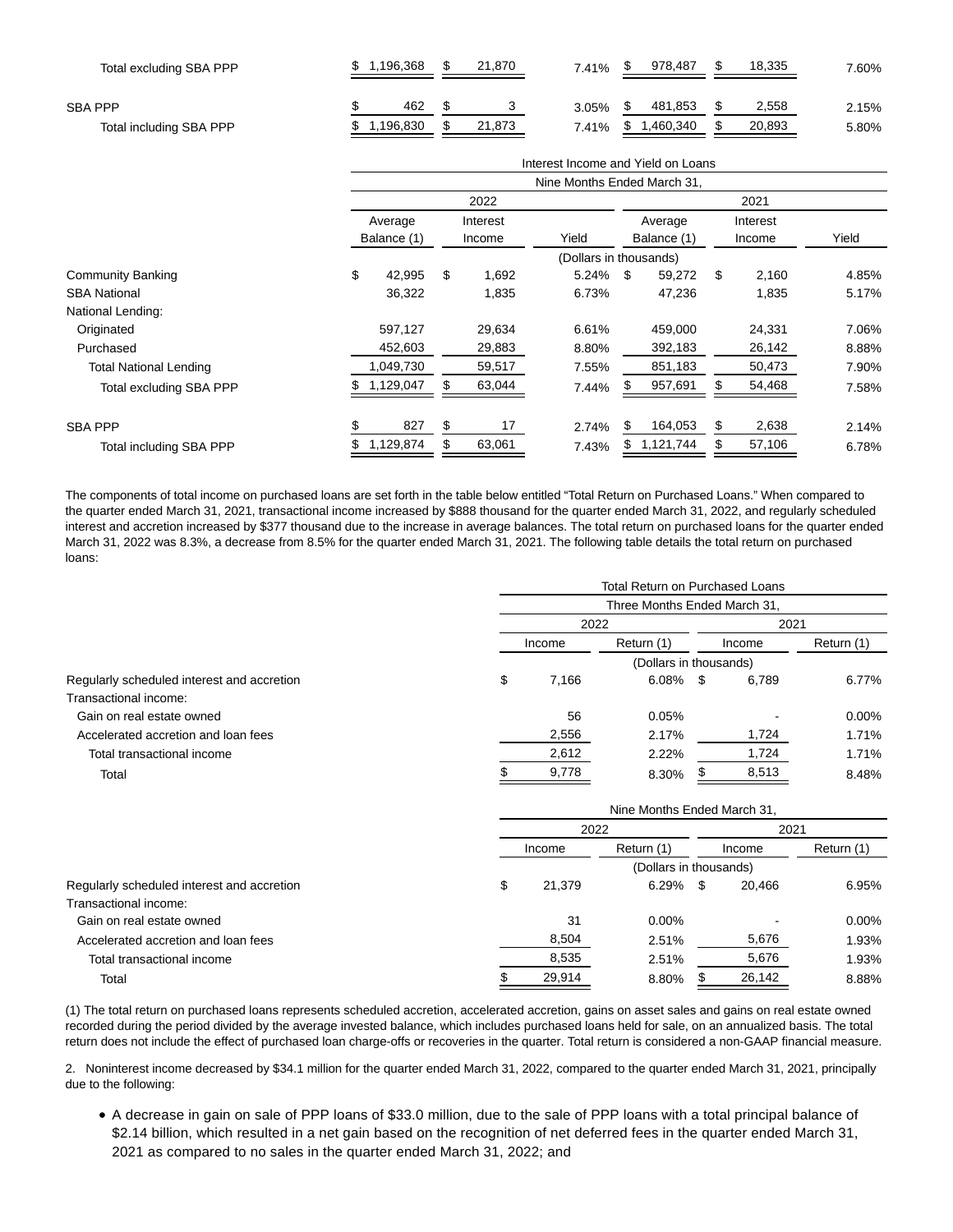| | Average Balance (1) | Interest Income | Yield | Average Balance (1) | Interest Income | Yield |
|---|---|---|---|---|---|---|
| Total excluding SBA PPP | $ 1,196,368 | $ 21,870 | 7.41% | $ 978,487 | $ 18,335 | 7.60% |
| SBA PPP | $ 462 | $ 3 | 3.05% | $ 481,853 | $ 2,558 | 2.15% |
| Total including SBA PPP | $ 1,196,830 | $ 21,873 | 7.41% | $ 1,460,340 | $ 20,893 | 5.80% |

| | Interest Income and Yield on Loans | | | | | |
|---|---|---|---|---|---|---|
| | Nine Months Ended March 31, | | | | | |
| | 2022 | | | 2021 | | |
| | Average Balance (1) | Interest Income | Yield | Average Balance (1) | Interest Income | Yield |
| | (Dollars in thousands) | | | | | |
| Community Banking | $ 42,995 | $ 1,692 | 5.24% | $ 59,272 | $ 2,160 | 4.85% |
| SBA National | 36,322 | 1,835 | 6.73% | 47,236 | 1,835 | 5.17% |
| National Lending: | | | | | | |
| Originated | 597,127 | 29,634 | 6.61% | 459,000 | 24,331 | 7.06% |
| Purchased | 452,603 | 29,883 | 8.80% | 392,183 | 26,142 | 8.88% |
| Total National Lending | 1,049,730 | 59,517 | 7.55% | 851,183 | 50,473 | 7.90% |
| Total excluding SBA PPP | $ 1,129,047 | $ 63,044 | 7.44% | $ 957,691 | $ 54,468 | 7.58% |
| SBA PPP | $ 827 | $ 17 | 2.74% | $ 164,053 | $ 2,638 | 2.14% |
| Total including SBA PPP | $ 1,129,874 | $ 63,061 | 7.43% | $ 1,121,744 | $ 57,106 | 6.78% |

The components of total income on purchased loans are set forth in the table below entitled "Total Return on Purchased Loans." When compared to the quarter ended March 31, 2021, transactional income increased by $888 thousand for the quarter ended March 31, 2022, and regularly scheduled interest and accretion increased by $377 thousand due to the increase in average balances. The total return on purchased loans for the quarter ended March 31, 2022 was 8.3%, a decrease from 8.5% for the quarter ended March 31, 2021. The following table details the total return on purchased loans:

| | Total Return on Purchased Loans | | | |
|---|---|---|---|---|
| | Three Months Ended March 31, | | | |
| | 2022 | | 2021 | |
| | Income | Return (1) | Income | Return (1) |
| | (Dollars in thousands) | | | |
| Regularly scheduled interest and accretion | $ 7,166 | 6.08% | $ 6,789 | 6.77% |
| Transactional income: | | | | |
| Gain on real estate owned | 56 | 0.05% | - | 0.00% |
| Accelerated accretion and loan fees | 2,556 | 2.17% | 1,724 | 1.71% |
| Total transactional income | 2,612 | 2.22% | 1,724 | 1.71% |
| Total | $ 9,778 | 8.30% | $ 8,513 | 8.48% |

| | Nine Months Ended March 31, | | | |
|---|---|---|---|---|
| | 2022 | | 2021 | |
| | Income | Return (1) | Income | Return (1) |
| | (Dollars in thousands) | | | |
| Regularly scheduled interest and accretion | $ 21,379 | 6.29% | $ 20,466 | 6.95% |
| Transactional income: | | | | |
| Gain on real estate owned | 31 | 0.00% | - | 0.00% |
| Accelerated accretion and loan fees | 8,504 | 2.51% | 5,676 | 1.93% |
| Total transactional income | 8,535 | 2.51% | 5,676 | 1.93% |
| Total | $ 29,914 | 8.80% | $ 26,142 | 8.88% |

(1) The total return on purchased loans represents scheduled accretion, accelerated accretion, gains on asset sales and gains on real estate owned recorded during the period divided by the average invested balance, which includes purchased loans held for sale, on an annualized basis. The total return does not include the effect of purchased loan charge-offs or recoveries in the quarter. Total return is considered a non-GAAP financial measure.

2. Noninterest income decreased by $34.1 million for the quarter ended March 31, 2022, compared to the quarter ended March 31, 2021, principally due to the following:

- A decrease in gain on sale of PPP loans of $33.0 million, due to the sale of PPP loans with a total principal balance of $2.14 billion, which resulted in a net gain based on the recognition of net deferred fees in the quarter ended March 31, 2021 as compared to no sales in the quarter ended March 31, 2022; and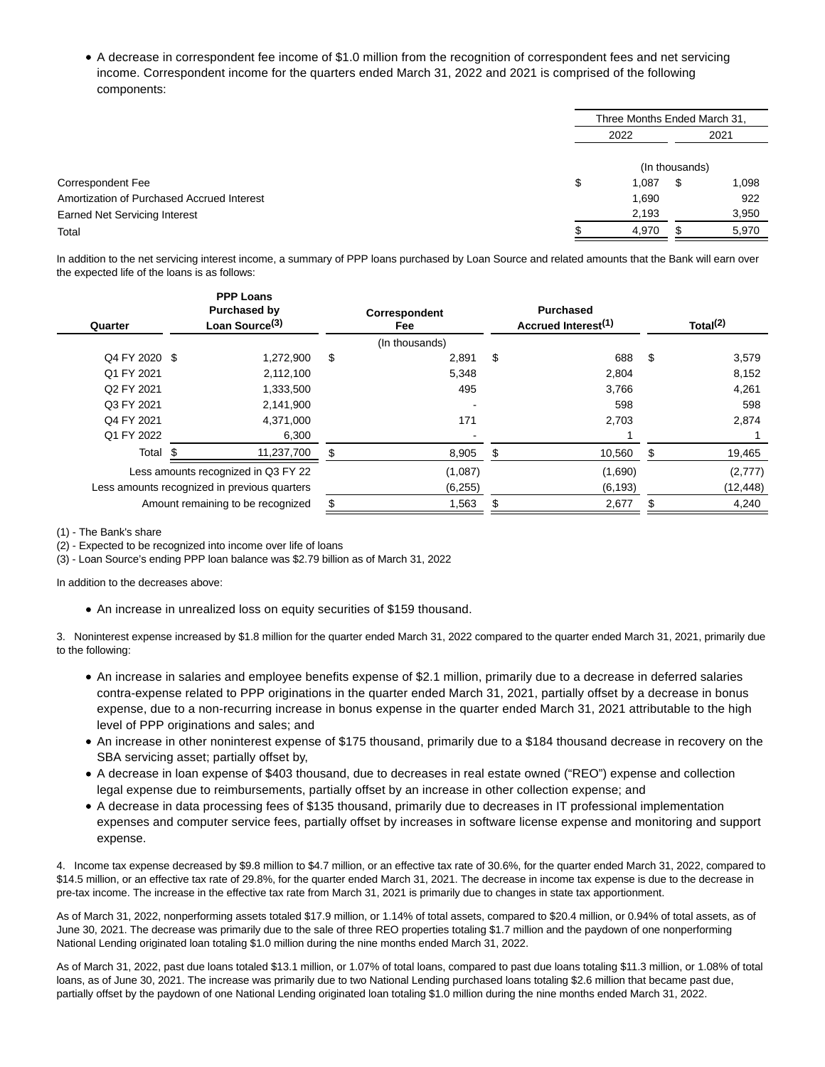- A decrease in correspondent fee income of $1.0 million from the recognition of correspondent fees and net servicing income. Correspondent income for the quarters ended March 31, 2022 and 2021 is comprised of the following components:

| | Three Months Ended March 31, | |
|---|---|---|
| | 2022 | 2021 |
| | (In thousands) | |
| Correspondent Fee | $ 1,087 | $ 1,098 |
| Amortization of Purchased Accrued Interest | 1,690 | 922 |
| Earned Net Servicing Interest | 2,193 | 3,950 |
| Total | $ 4,970 | $ 5,970 |

In addition to the net servicing interest income, a summary of PPP loans purchased by Loan Source and related amounts that the Bank will earn over the expected life of the loans is as follows:

| Quarter | PPP Loans Purchased by Loan Source(3) | Correspondent Fee | Purchased Accrued Interest(1) | Total(2) |
|---|---|---|---|---|
| | | (In thousands) | | |
| Q4 FY 2020 | $ 1,272,900 | $ 2,891 | $ 688 | $ 3,579 |
| Q1 FY 2021 | 2,112,100 | 5,348 | 2,804 | 8,152 |
| Q2 FY 2021 | 1,333,500 | 495 | 3,766 | 4,261 |
| Q3 FY 2021 | 2,141,900 | - | 598 | 598 |
| Q4 FY 2021 | 4,371,000 | 171 | 2,703 | 2,874 |
| Q1 FY 2022 | 6,300 | - | 1 | 1 |
| Total | $ 11,237,700 | $ 8,905 | $ 10,560 | $ 19,465 |
| Less amounts recognized in Q3 FY 22 | | (1,087) | (1,690) | (2,777) |
| Less amounts recognized in previous quarters | | (6,255) | (6,193) | (12,448) |
| Amount remaining to be recognized | | $ 1,563 | $ 2,677 | $ 4,240 |

(1) - The Bank's share

(2) - Expected to be recognized into income over life of loans

(3) - Loan Source's ending PPP loan balance was $2.79 billion as of March 31, 2022

In addition to the decreases above:

- An increase in unrealized loss on equity securities of $159 thousand.

3. Noninterest expense increased by $1.8 million for the quarter ended March 31, 2022 compared to the quarter ended March 31, 2021, primarily due to the following:

- An increase in salaries and employee benefits expense of $2.1 million, primarily due to a decrease in deferred salaries contra-expense related to PPP originations in the quarter ended March 31, 2021, partially offset by a decrease in bonus expense, due to a non-recurring increase in bonus expense in the quarter ended March 31, 2021 attributable to the high level of PPP originations and sales; and
- An increase in other noninterest expense of $175 thousand, primarily due to a $184 thousand decrease in recovery on the SBA servicing asset; partially offset by,
- A decrease in loan expense of $403 thousand, due to decreases in real estate owned ("REO") expense and collection legal expense due to reimbursements, partially offset by an increase in other collection expense; and
- A decrease in data processing fees of $135 thousand, primarily due to decreases in IT professional implementation expenses and computer service fees, partially offset by increases in software license expense and monitoring and support expense.

4. Income tax expense decreased by $9.8 million to $4.7 million, or an effective tax rate of 30.6%, for the quarter ended March 31, 2022, compared to $14.5 million, or an effective tax rate of 29.8%, for the quarter ended March 31, 2021. The decrease in income tax expense is due to the decrease in pre-tax income. The increase in the effective tax rate from March 31, 2021 is primarily due to changes in state tax apportionment.

As of March 31, 2022, nonperforming assets totaled $17.9 million, or 1.14% of total assets, compared to $20.4 million, or 0.94% of total assets, as of June 30, 2021. The decrease was primarily due to the sale of three REO properties totaling $1.7 million and the paydown of one nonperforming National Lending originated loan totaling $1.0 million during the nine months ended March 31, 2022.

As of March 31, 2022, past due loans totaled $13.1 million, or 1.07% of total loans, compared to past due loans totaling $11.3 million, or 1.08% of total loans, as of June 30, 2021. The increase was primarily due to two National Lending purchased loans totaling $2.6 million that became past due, partially offset by the paydown of one National Lending originated loan totaling $1.0 million during the nine months ended March 31, 2022.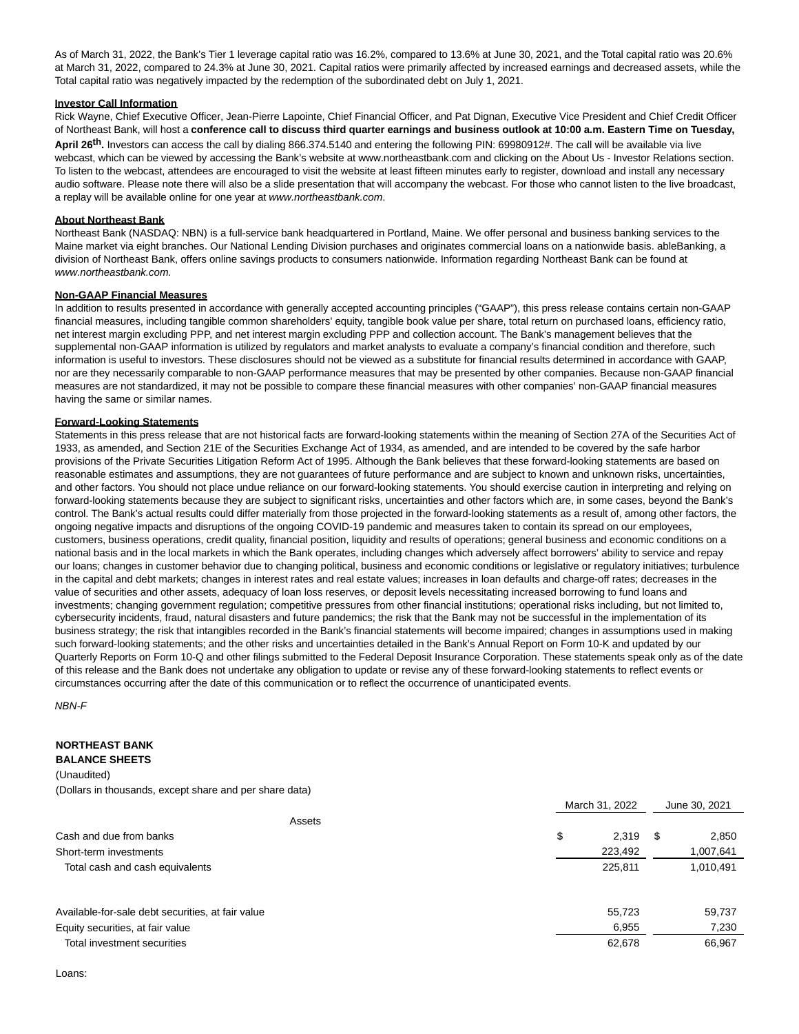As of March 31, 2022, the Bank's Tier 1 leverage capital ratio was 16.2%, compared to 13.6% at June 30, 2021, and the Total capital ratio was 20.6% at March 31, 2022, compared to 24.3% at June 30, 2021. Capital ratios were primarily affected by increased earnings and decreased assets, while the Total capital ratio was negatively impacted by the redemption of the subordinated debt on July 1, 2021.

**Investor Call Information**

Rick Wayne, Chief Executive Officer, Jean-Pierre Lapointe, Chief Financial Officer, and Pat Dignan, Executive Vice President and Chief Credit Officer of Northeast Bank, will host a **conference call to discuss third quarter earnings and business outlook at 10:00 a.m. Eastern Time on Tuesday, April 26th.** Investors can access the call by dialing 866.374.5140 and entering the following PIN: 69980912#. The call will be available via live webcast, which can be viewed by accessing the Bank's website at www.northeastbank.com and clicking on the About Us - Investor Relations section. To listen to the webcast, attendees are encouraged to visit the website at least fifteen minutes early to register, download and install any necessary audio software. Please note there will also be a slide presentation that will accompany the webcast. For those who cannot listen to the live broadcast, a replay will be available online for one year at *www.northeastbank.com*.

**About Northeast Bank**

Northeast Bank (NASDAQ: NBN) is a full-service bank headquartered in Portland, Maine. We offer personal and business banking services to the Maine market via eight branches. Our National Lending Division purchases and originates commercial loans on a nationwide basis. ableBanking, a division of Northeast Bank, offers online savings products to consumers nationwide. Information regarding Northeast Bank can be found at *www.northeastbank.com.*

**Non-GAAP Financial Measures**

In addition to results presented in accordance with generally accepted accounting principles ("GAAP"), this press release contains certain non-GAAP financial measures, including tangible common shareholders' equity, tangible book value per share, total return on purchased loans, efficiency ratio, net interest margin excluding PPP, and net interest margin excluding PPP and collection account. The Bank's management believes that the supplemental non-GAAP information is utilized by regulators and market analysts to evaluate a company's financial condition and therefore, such information is useful to investors. These disclosures should not be viewed as a substitute for financial results determined in accordance with GAAP, nor are they necessarily comparable to non-GAAP performance measures that may be presented by other companies. Because non-GAAP financial measures are not standardized, it may not be possible to compare these financial measures with other companies' non-GAAP financial measures having the same or similar names.

**Forward-Looking Statements**

Statements in this press release that are not historical facts are forward-looking statements within the meaning of Section 27A of the Securities Act of 1933, as amended, and Section 21E of the Securities Exchange Act of 1934, as amended, and are intended to be covered by the safe harbor provisions of the Private Securities Litigation Reform Act of 1995. Although the Bank believes that these forward-looking statements are based on reasonable estimates and assumptions, they are not guarantees of future performance and are subject to known and unknown risks, uncertainties, and other factors. You should not place undue reliance on our forward-looking statements. You should exercise caution in interpreting and relying on forward-looking statements because they are subject to significant risks, uncertainties and other factors which are, in some cases, beyond the Bank's control. The Bank's actual results could differ materially from those projected in the forward-looking statements as a result of, among other factors, the ongoing negative impacts and disruptions of the ongoing COVID-19 pandemic and measures taken to contain its spread on our employees, customers, business operations, credit quality, financial position, liquidity and results of operations; general business and economic conditions on a national basis and in the local markets in which the Bank operates, including changes which adversely affect borrowers' ability to service and repay our loans; changes in customer behavior due to changing political, business and economic conditions or legislative or regulatory initiatives; turbulence in the capital and debt markets; changes in interest rates and real estate values; increases in loan defaults and charge-off rates; decreases in the value of securities and other assets, adequacy of loan loss reserves, or deposit levels necessitating increased borrowing to fund loans and investments; changing government regulation; competitive pressures from other financial institutions; operational risks including, but not limited to, cybersecurity incidents, fraud, natural disasters and future pandemics; the risk that the Bank may not be successful in the implementation of its business strategy; the risk that intangibles recorded in the Bank's financial statements will become impaired; changes in assumptions used in making such forward-looking statements; and the other risks and uncertainties detailed in the Bank's Annual Report on Form 10-K and updated by our Quarterly Reports on Form 10-Q and other filings submitted to the Federal Deposit Insurance Corporation. These statements speak only as of the date of this release and the Bank does not undertake any obligation to update or revise any of these forward-looking statements to reflect events or circumstances occurring after the date of this communication or to reflect the occurrence of unanticipated events.

*NBN-F*

**NORTHEAST BANK**
**BALANCE SHEETS**
(Unaudited)
(Dollars in thousands, except share and per share data)

| | March 31, 2022 | June 30, 2021 |
|---|---|---|
| **Assets** | | |
| Cash and due from banks | $ 2,319 | $ 2,850 |
| Short-term investments | 223,492 | 1,007,641 |
| Total cash and cash equivalents | 225,811 | 1,010,491 |
| | | |
| Available-for-sale debt securities, at fair value | 55,723 | 59,737 |
| Equity securities, at fair value | 6,955 | 7,230 |
| Total investment securities | 62,678 | 66,967 |
| | | |
| Loans: | | |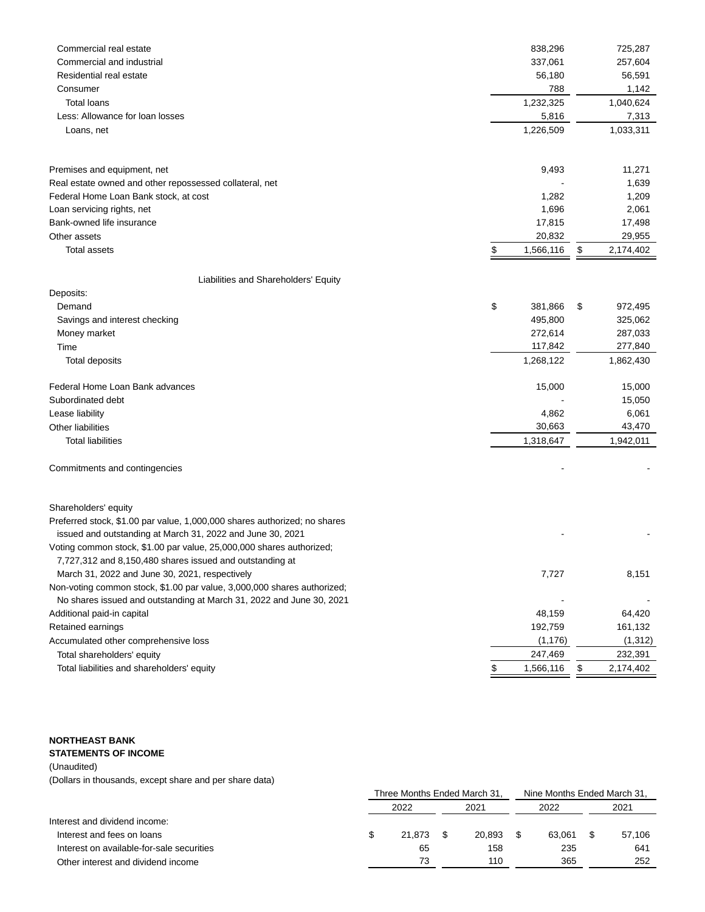| | March 31, 2022 | June 30, 2021 |
|---|---|---|
| Commercial real estate | 838,296 | 725,287 |
| Commercial and industrial | 337,061 | 257,604 |
| Residential real estate | 56,180 | 56,591 |
| Consumer | 788 | 1,142 |
| Total loans | 1,232,325 | 1,040,624 |
| Less: Allowance for loan losses | 5,816 | 7,313 |
| Loans, net | 1,226,509 | 1,033,311 |
| | | |
| Premises and equipment, net | 9,493 | 11,271 |
| Real estate owned and other repossessed collateral, net | - | 1,639 |
| Federal Home Loan Bank stock, at cost | 1,282 | 1,209 |
| Loan servicing rights, net | 1,696 | 2,061 |
| Bank-owned life insurance | 17,815 | 17,498 |
| Other assets | 20,832 | 29,955 |
| Total assets | $ 1,566,116 | $ 2,174,402 |
| | | |
| **Liabilities and Shareholders' Equity** | | |
| Deposits: | | |
| Demand | $ 381,866 | $ 972,495 |
| Savings and interest checking | 495,800 | 325,062 |
| Money market | 272,614 | 287,033 |
| Time | 117,842 | 277,840 |
| Total deposits | 1,268,122 | 1,862,430 |
| | | |
| Federal Home Loan Bank advances | 15,000 | 15,000 |
| Subordinated debt | - | 15,050 |
| Lease liability | 4,862 | 6,061 |
| Other liabilities | 30,663 | 43,470 |
| Total liabilities | 1,318,647 | 1,942,011 |
| | | |
| Commitments and contingencies | - | - |
| | | |
| Shareholders' equity | | |
| Preferred stock, $1.00 par value, 1,000,000 shares authorized; no shares issued and outstanding at March 31, 2022 and June 30, 2021 | - | - |
| Voting common stock, $1.00 par value, 25,000,000 shares authorized; 7,727,312 and 8,150,480 shares issued and outstanding at March 31, 2022 and June 30, 2021, respectively | 7,727 | 8,151 |
| Non-voting common stock, $1.00 par value, 3,000,000 shares authorized; No shares issued and outstanding at March 31, 2022 and June 30, 2021 | - | - |
| Additional paid-in capital | 48,159 | 64,420 |
| Retained earnings | 192,759 | 161,132 |
| Accumulated other comprehensive loss | (1,176) | (1,312) |
| Total shareholders' equity | 247,469 | 232,391 |
| Total liabilities and shareholders' equity | $ 1,566,116 | $ 2,174,402 |

**NORTHEAST BANK**
**STATEMENTS OF INCOME**
(Unaudited)
(Dollars in thousands, except share and per share data)

| | Three Months Ended March 31, | | Nine Months Ended March 31, | |
|---|---|---|---|---|
| | 2022 | 2021 | 2022 | 2021 |
| Interest and dividend income: | | | | |
| Interest and fees on loans | $ 21,873 | $ 20,893 | $ 63,061 | $ 57,106 |
| Interest on available-for-sale securities | 65 | 158 | 235 | 641 |
| Other interest and dividend income | 73 | 110 | 365 | 252 |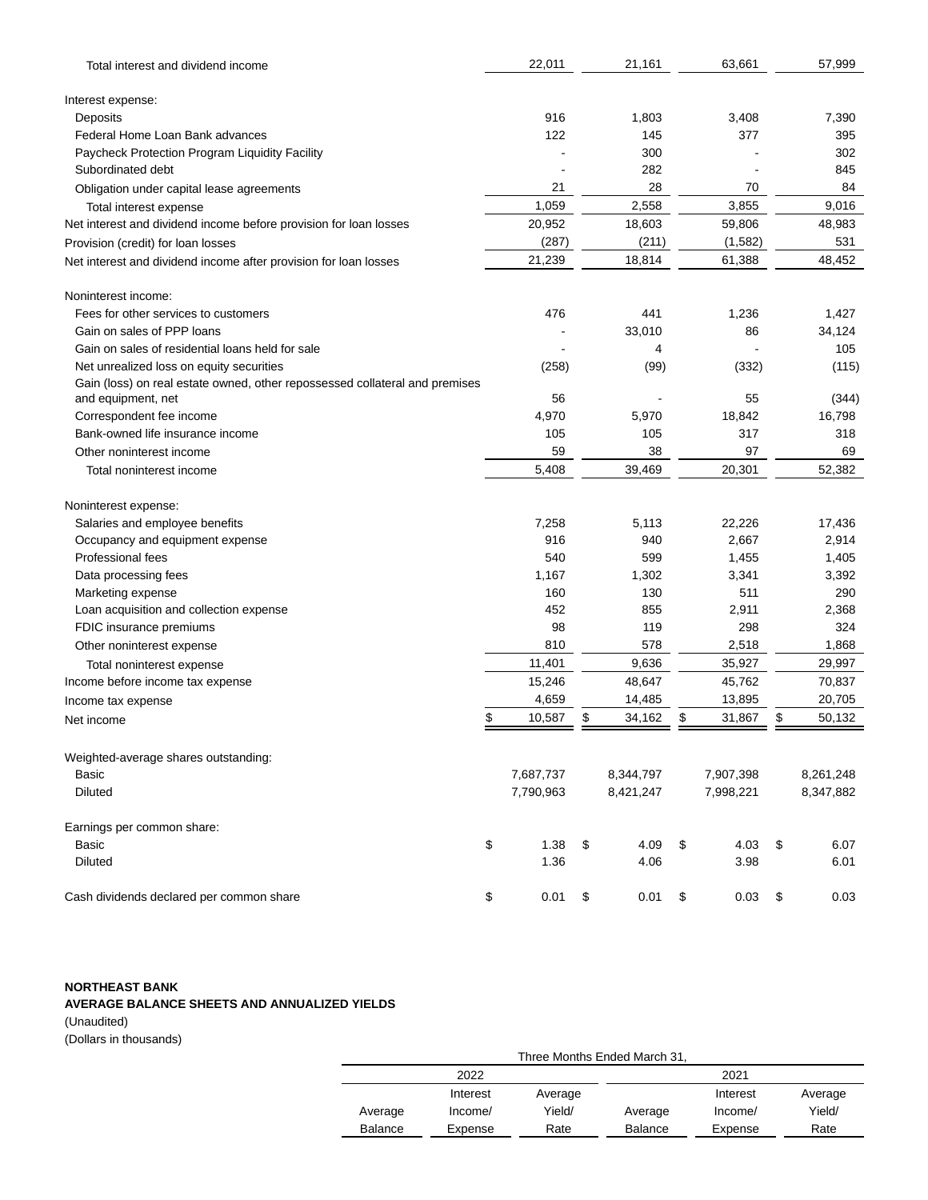| | | | | |
|---|---|---|---|---|
| Total interest and dividend income | 22,011 | 21,161 | 63,661 | 57,999 |
| Interest expense: | | | | |
| Deposits | 916 | 1,803 | 3,408 | 7,390 |
| Federal Home Loan Bank advances | 122 | 145 | 377 | 395 |
| Paycheck Protection Program Liquidity Facility | - | 300 | - | 302 |
| Subordinated debt | - | 282 | - | 845 |
| Obligation under capital lease agreements | 21 | 28 | 70 | 84 |
| Total interest expense | 1,059 | 2,558 | 3,855 | 9,016 |
| Net interest and dividend income before provision for loan losses | 20,952 | 18,603 | 59,806 | 48,983 |
| Provision (credit) for loan losses | (287) | (211) | (1,582) | 531 |
| Net interest and dividend income after provision for loan losses | 21,239 | 18,814 | 61,388 | 48,452 |
| Noninterest income: | | | | |
| Fees for other services to customers | 476 | 441 | 1,236 | 1,427 |
| Gain on sales of PPP loans | - | 33,010 | 86 | 34,124 |
| Gain on sales of residential loans held for sale | - | 4 | - | 105 |
| Net unrealized loss on equity securities | (258) | (99) | (332) | (115) |
| Gain (loss) on real estate owned, other repossessed collateral and premises and equipment, net | 56 | - | 55 | (344) |
| Correspondent fee income | 4,970 | 5,970 | 18,842 | 16,798 |
| Bank-owned life insurance income | 105 | 105 | 317 | 318 |
| Other noninterest income | 59 | 38 | 97 | 69 |
| Total noninterest income | 5,408 | 39,469 | 20,301 | 52,382 |
| Noninterest expense: | | | | |
| Salaries and employee benefits | 7,258 | 5,113 | 22,226 | 17,436 |
| Occupancy and equipment expense | 916 | 940 | 2,667 | 2,914 |
| Professional fees | 540 | 599 | 1,455 | 1,405 |
| Data processing fees | 1,167 | 1,302 | 3,341 | 3,392 |
| Marketing expense | 160 | 130 | 511 | 290 |
| Loan acquisition and collection expense | 452 | 855 | 2,911 | 2,368 |
| FDIC insurance premiums | 98 | 119 | 298 | 324 |
| Other noninterest expense | 810 | 578 | 2,518 | 1,868 |
| Total noninterest expense | 11,401 | 9,636 | 35,927 | 29,997 |
| Income before income tax expense | 15,246 | 48,647 | 45,762 | 70,837 |
| Income tax expense | 4,659 | 14,485 | 13,895 | 20,705 |
| Net income | $ 10,587 | $ 34,162 | $ 31,867 | $ 50,132 |
| Weighted-average shares outstanding: | | | | |
| Basic | 7,687,737 | 8,344,797 | 7,907,398 | 8,261,248 |
| Diluted | 7,790,963 | 8,421,247 | 7,998,221 | 8,347,882 |
| Earnings per common share: | | | | |
| Basic | $ 1.38 | $ 4.09 | $ 4.03 | $ 6.07 |
| Diluted | 1.36 | 4.06 | 3.98 | 6.01 |
| Cash dividends declared per common share | $ 0.01 | $ 0.01 | $ 0.03 | $ 0.03 |

**NORTHEAST BANK**
**AVERAGE BALANCE SHEETS AND ANNUALIZED YIELDS**
(Unaudited)
(Dollars in thousands)

| Three Months Ended March 31, | | | | | |
|---|---|---|---|---|---|
| 2022 | | | 2021 | | |
| Average Balance | Interest Income/ Expense | Average Yield/ Rate | Average Balance | Interest Income/ Expense | Average Yield/ Rate |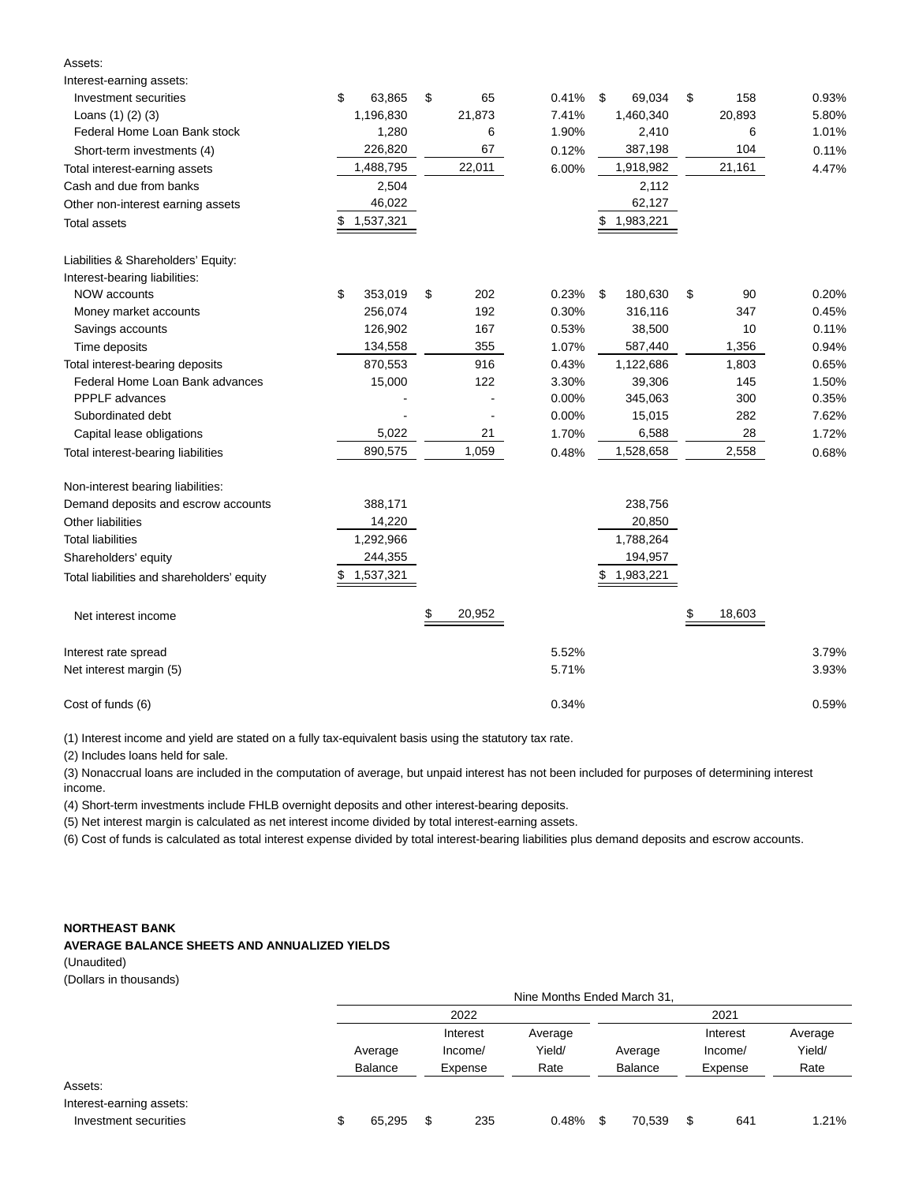| | | | | | | |
|---|---|---|---|---|---|---|
| Assets: | | | | | | |
| Interest-earning assets: | | | | | | |
| Investment securities | $ 63,865 | $ 65 | 0.41% | $ 69,034 | $ 158 | 0.93% |
| Loans (1) (2) (3) | 1,196,830 | 21,873 | 7.41% | 1,460,340 | 20,893 | 5.80% |
| Federal Home Loan Bank stock | 1,280 | 6 | 1.90% | 2,410 | 6 | 1.01% |
| Short-term investments (4) | 226,820 | 67 | 0.12% | 387,198 | 104 | 0.11% |
| Total interest-earning assets | 1,488,795 | 22,011 | 6.00% | 1,918,982 | 21,161 | 4.47% |
| Cash and due from banks | 2,504 | | | 2,112 | | |
| Other non-interest earning assets | 46,022 | | | 62,127 | | |
| Total assets | $ 1,537,321 | | | $ 1,983,221 | | |
| | | | | | | |
| Liabilities & Shareholders' Equity: | | | | | | |
| Interest-bearing liabilities: | | | | | | |
| NOW accounts | $ 353,019 | $ 202 | 0.23% | $ 180,630 | $ 90 | 0.20% |
| Money market accounts | 256,074 | 192 | 0.30% | 316,116 | 347 | 0.45% |
| Savings accounts | 126,902 | 167 | 0.53% | 38,500 | 10 | 0.11% |
| Time deposits | 134,558 | 355 | 1.07% | 587,440 | 1,356 | 0.94% |
| Total interest-bearing deposits | 870,553 | 916 | 0.43% | 1,122,686 | 1,803 | 0.65% |
| Federal Home Loan Bank advances | 15,000 | 122 | 3.30% | 39,306 | 145 | 1.50% |
| PPPLF advances | - | - | 0.00% | 345,063 | 300 | 0.35% |
| Subordinated debt | - | - | 0.00% | 15,015 | 282 | 7.62% |
| Capital lease obligations | 5,022 | 21 | 1.70% | 6,588 | 28 | 1.72% |
| Total interest-bearing liabilities | 890,575 | 1,059 | 0.48% | 1,528,658 | 2,558 | 0.68% |
| | | | | | | |
| Non-interest bearing liabilities: | | | | | | |
| Demand deposits and escrow accounts | 388,171 | | | 238,756 | | |
| Other liabilities | 14,220 | | | 20,850 | | |
| Total liabilities | 1,292,966 | | | 1,788,264 | | |
| Shareholders' equity | 244,355 | | | 194,957 | | |
| Total liabilities and shareholders' equity | $ 1,537,321 | | | $ 1,983,221 | | |
| | | | | | | |
| Net interest income | | $ 20,952 | | | $ 18,603 | |
| | | | | | | |
| Interest rate spread | | | 5.52% | | | 3.79% |
| Net interest margin (5) | | | 5.71% | | | 3.93% |
| | | | | | | |
| Cost of funds (6) | | | 0.34% | | | 0.59% |

(1) Interest income and yield are stated on a fully tax-equivalent basis using the statutory tax rate.

(2) Includes loans held for sale.

(3) Nonaccrual loans are included in the computation of average, but unpaid interest has not been included for purposes of determining interest income.

(4) Short-term investments include FHLB overnight deposits and other interest-bearing deposits.

(5) Net interest margin is calculated as net interest income divided by total interest-earning assets.

(6) Cost of funds is calculated as total interest expense divided by total interest-bearing liabilities plus demand deposits and escrow accounts.

**NORTHEAST BANK**

**AVERAGE BALANCE SHEETS AND ANNUALIZED YIELDS**

(Unaudited)

(Dollars in thousands)

| | Nine Months Ended March 31, | | | | | |
|---|---|---|---|---|---|---|
| | 2022 | | | 2021 | | |
| | Average Balance | Interest Income/ Expense | Average Yield/ Rate | Average Balance | Interest Income/ Expense | Average Yield/ Rate |
| Assets: | | | | | | |
| Interest-earning assets: | | | | | | |
| Investment securities | $ 65,295 | $ 235 | 0.48% | $ 70,539 | $ 641 | 1.21% |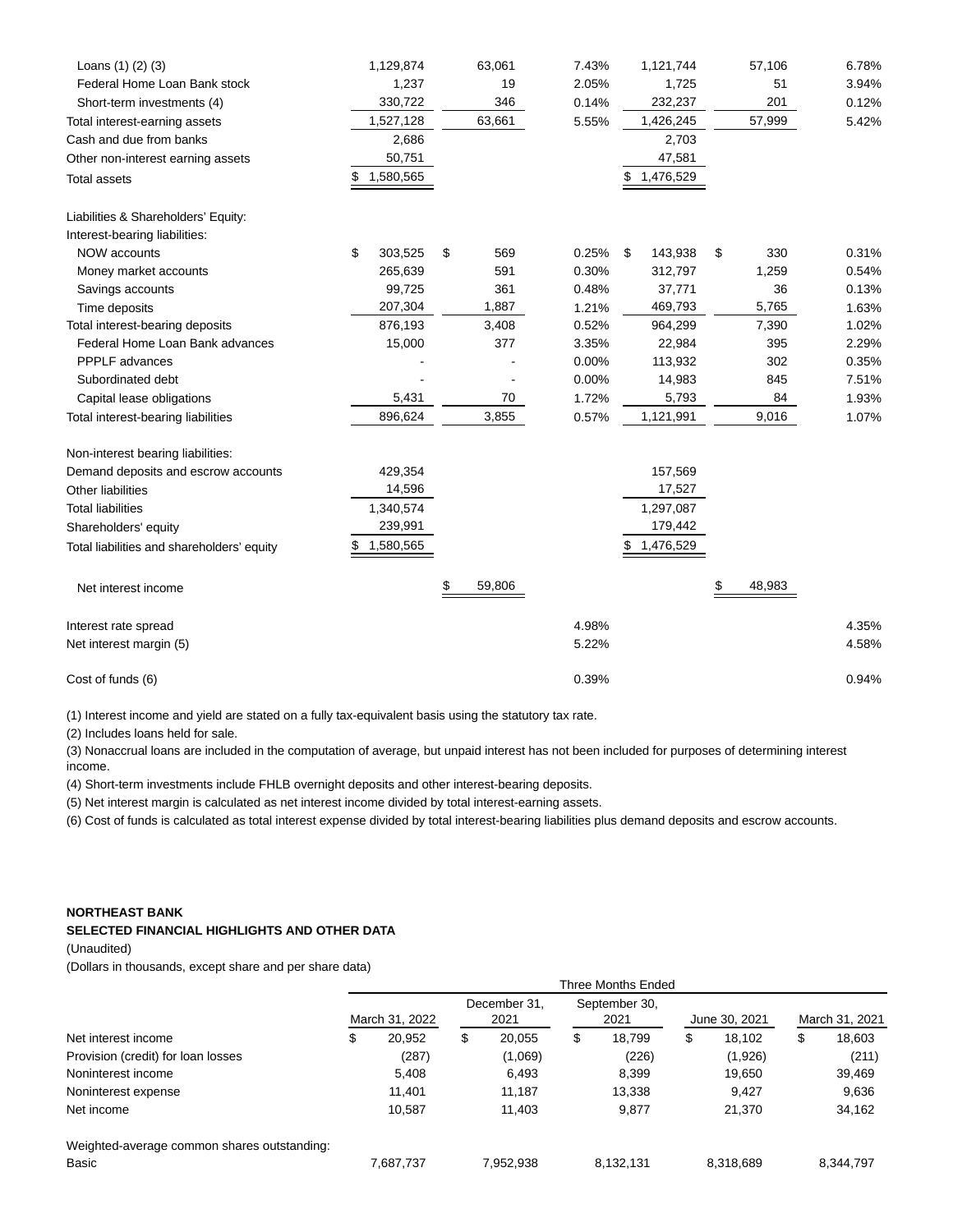| | | | | | | |
|---|---|---|---|---|---|---|
| Loans (1) (2) (3) | 1,129,874 | 63,061 | 7.43% | 1,121,744 | 57,106 | 6.78% |
| Federal Home Loan Bank stock | 1,237 | 19 | 2.05% | 1,725 | 51 | 3.94% |
| Short-term investments (4) | 330,722 | 346 | 0.14% | 232,237 | 201 | 0.12% |
| Total interest-earning assets | 1,527,128 | 63,661 | 5.55% | 1,426,245 | 57,999 | 5.42% |
| Cash and due from banks | 2,686 | | | 2,703 | | |
| Other non-interest earning assets | 50,751 | | | 47,581 | | |
| Total assets | $ 1,580,565 | | | $ 1,476,529 | | |
| | | | | | | |
| Liabilities & Shareholders' Equity: | | | | | | |
| Interest-bearing liabilities: | | | | | | |
| NOW accounts | $ 303,525 | $ 569 | 0.25% | $ 143,938 | $ 330 | 0.31% |
| Money market accounts | 265,639 | 591 | 0.30% | 312,797 | 1,259 | 0.54% |
| Savings accounts | 99,725 | 361 | 0.48% | 37,771 | 36 | 0.13% |
| Time deposits | 207,304 | 1,887 | 1.21% | 469,793 | 5,765 | 1.63% |
| Total interest-bearing deposits | 876,193 | 3,408 | 0.52% | 964,299 | 7,390 | 1.02% |
| Federal Home Loan Bank advances | 15,000 | 377 | 3.35% | 22,984 | 395 | 2.29% |
| PPPLF advances | - | - | 0.00% | 113,932 | 302 | 0.35% |
| Subordinated debt | - | - | 0.00% | 14,983 | 845 | 7.51% |
| Capital lease obligations | 5,431 | 70 | 1.72% | 5,793 | 84 | 1.93% |
| Total interest-bearing liabilities | 896,624 | 3,855 | 0.57% | 1,121,991 | 9,016 | 1.07% |
| | | | | | | |
| Non-interest bearing liabilities: | | | | | | |
| Demand deposits and escrow accounts | 429,354 | | | 157,569 | | |
| Other liabilities | 14,596 | | | 17,527 | | |
| Total liabilities | 1,340,574 | | | 1,297,087 | | |
| Shareholders' equity | 239,991 | | | 179,442 | | |
| Total liabilities and shareholders' equity | $ 1,580,565 | | | $ 1,476,529 | | |
| | | | | | | |
| Net interest income | | $ 59,806 | | | $ 48,983 | |
| | | | | | | |
| Interest rate spread | | | 4.98% | | | 4.35% |
| Net interest margin (5) | | | 5.22% | | | 4.58% |
| | | | | | | |
| Cost of funds (6) | | | 0.39% | | | 0.94% |

(1) Interest income and yield are stated on a fully tax-equivalent basis using the statutory tax rate.

(2) Includes loans held for sale.

(3) Nonaccrual loans are included in the computation of average, but unpaid interest has not been included for purposes of determining interest income.

(4) Short-term investments include FHLB overnight deposits and other interest-bearing deposits.

(5) Net interest margin is calculated as net interest income divided by total interest-earning assets.

(6) Cost of funds is calculated as total interest expense divided by total interest-bearing liabilities plus demand deposits and escrow accounts.

**NORTHEAST BANK**

**SELECTED FINANCIAL HIGHLIGHTS AND OTHER DATA**

(Unaudited)

(Dollars in thousands, except share and per share data)

| | Three Months Ended | | | | |
|---|---|---|---|---|---|
| | March 31, 2022 | December 31, 2021 | September 30, 2021 | June 30, 2021 | March 31, 2021 |
| Net interest income | $ 20,952 | $ 20,055 | $ 18,799 | $ 18,102 | $ 18,603 |
| Provision (credit) for loan losses | (287) | (1,069) | (226) | (1,926) | (211) |
| Noninterest income | 5,408 | 6,493 | 8,399 | 19,650 | 39,469 |
| Noninterest expense | 11,401 | 11,187 | 13,338 | 9,427 | 9,636 |
| Net income | 10,587 | 11,403 | 9,877 | 21,370 | 34,162 |
| | | | | | |
| Weighted-average common shares outstanding: | | | | | |
| Basic | 7,687,737 | 7,952,938 | 8,132,131 | 8,318,689 | 8,344,797 |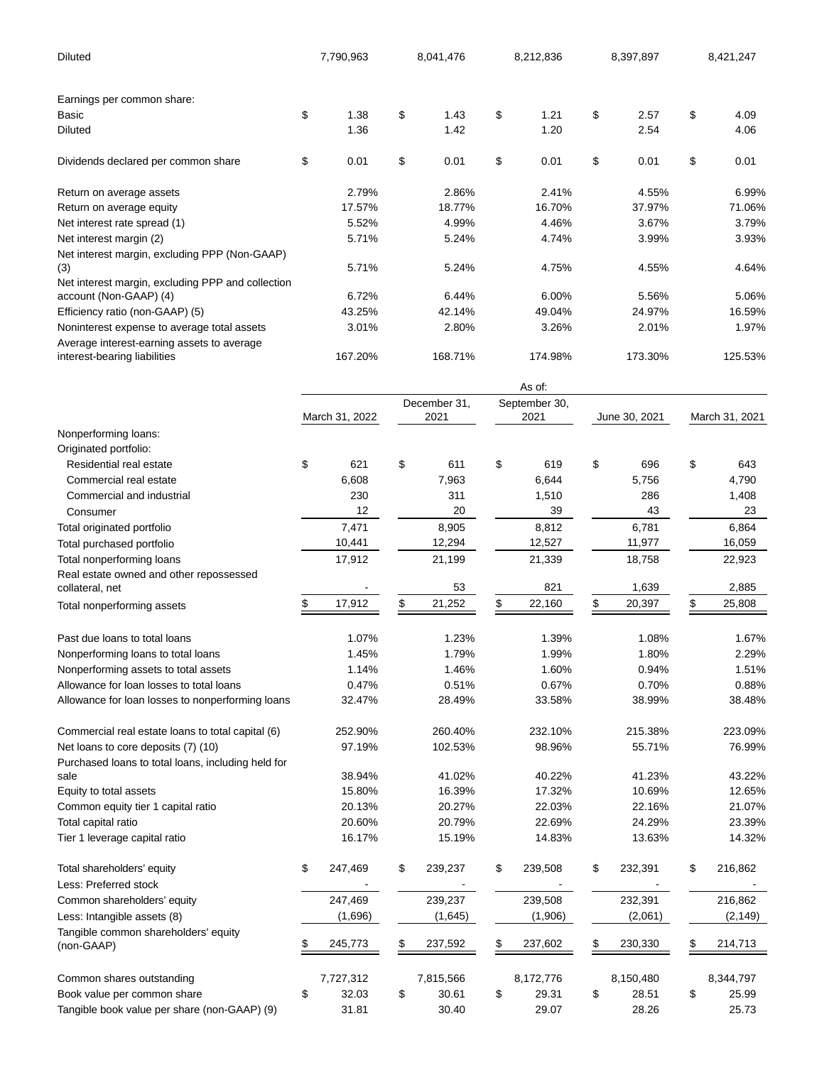| | | | | | |
|---|---|---|---|---|---|
| Diluted | 7,790,963 | 8,041,476 | 8,212,836 | 8,397,897 | 8,421,247 |
| | | | | | |
| Earnings per common share: | | | | | |
| Basic | $ 1.38 | $ 1.43 | $ 1.21 | $ 2.57 | $ 4.09 |
| Diluted | 1.36 | 1.42 | 1.20 | 2.54 | 4.06 |
| | | | | | |
| Dividends declared per common share | $ 0.01 | $ 0.01 | $ 0.01 | $ 0.01 | $ 0.01 |
| | | | | | |
| Return on average assets | 2.79% | 2.86% | 2.41% | 4.55% | 6.99% |
| Return on average equity | 17.57% | 18.77% | 16.70% | 37.97% | 71.06% |
| Net interest rate spread (1) | 5.52% | 4.99% | 4.46% | 3.67% | 3.79% |
| Net interest margin (2) | 5.71% | 5.24% | 4.74% | 3.99% | 3.93% |
| Net interest margin, excluding PPP (Non-GAAP) (3) | 5.71% | 5.24% | 4.75% | 4.55% | 4.64% |
| Net interest margin, excluding PPP and collection account (Non-GAAP) (4) | 6.72% | 6.44% | 6.00% | 5.56% | 5.06% |
| Efficiency ratio (non-GAAP) (5) | 43.25% | 42.14% | 49.04% | 24.97% | 16.59% |
| Noninterest expense to average total assets | 3.01% | 2.80% | 3.26% | 2.01% | 1.97% |
| Average interest-earning assets to average interest-bearing liabilities | 167.20% | 168.71% | 174.98% | 173.30% | 125.53% |

| | As of: | | | | |
|---|---|---|---|---|---|
| | March 31, 2022 | December 31, 2021 | September 30, 2021 | June 30, 2021 | March 31, 2021 |
| Nonperforming loans: | | | | | |
| Originated portfolio: | | | | | |
| Residential real estate | $ 621 | $ 611 | $ 619 | $ 696 | $ 643 |
| Commercial real estate | 6,608 | 7,963 | 6,644 | 5,756 | 4,790 |
| Commercial and industrial | 230 | 311 | 1,510 | 286 | 1,408 |
| Consumer | 12 | 20 | 39 | 43 | 23 |
| Total originated portfolio | 7,471 | 8,905 | 8,812 | 6,781 | 6,864 |
| Total purchased portfolio | 10,441 | 12,294 | 12,527 | 11,977 | 16,059 |
| Total nonperforming loans | 17,912 | 21,199 | 21,339 | 18,758 | 22,923 |
| Real estate owned and other repossessed collateral, net | - | 53 | 821 | 1,639 | 2,885 |
| Total nonperforming assets | $ 17,912 | $ 21,252 | $ 22,160 | $ 20,397 | $ 25,808 |
| | | | | | |
| Past due loans to total loans | 1.07% | 1.23% | 1.39% | 1.08% | 1.67% |
| Nonperforming loans to total loans | 1.45% | 1.79% | 1.99% | 1.80% | 2.29% |
| Nonperforming assets to total assets | 1.14% | 1.46% | 1.60% | 0.94% | 1.51% |
| Allowance for loan losses to total loans | 0.47% | 0.51% | 0.67% | 0.70% | 0.88% |
| Allowance for loan losses to nonperforming loans | 32.47% | 28.49% | 33.58% | 38.99% | 38.48% |
| | | | | | |
| Commercial real estate loans to total capital (6) | 252.90% | 260.40% | 232.10% | 215.38% | 223.09% |
| Net loans to core deposits (7) (10) | 97.19% | 102.53% | 98.96% | 55.71% | 76.99% |
| Purchased loans to total loans, including held for sale | 38.94% | 41.02% | 40.22% | 41.23% | 43.22% |
| Equity to total assets | 15.80% | 16.39% | 17.32% | 10.69% | 12.65% |
| Common equity tier 1 capital ratio | 20.13% | 20.27% | 22.03% | 22.16% | 21.07% |
| Total capital ratio | 20.60% | 20.79% | 22.69% | 24.29% | 23.39% |
| Tier 1 leverage capital ratio | 16.17% | 15.19% | 14.83% | 13.63% | 14.32% |
| | | | | | |
| Total shareholders' equity | $ 247,469 | $ 239,237 | $ 239,508 | $ 232,391 | $ 216,862 |
| Less: Preferred stock | - | - | - | - | - |
| Common shareholders' equity | 247,469 | 239,237 | 239,508 | 232,391 | 216,862 |
| Less: Intangible assets (8) | (1,696) | (1,645) | (1,906) | (2,061) | (2,149) |
| Tangible common shareholders' equity (non-GAAP) | $ 245,773 | $ 237,592 | $ 237,602 | $ 230,330 | $ 214,713 |
| | | | | | |
| Common shares outstanding | 7,727,312 | 7,815,566 | 8,172,776 | 8,150,480 | 8,344,797 |
| Book value per common share | $ 32.03 | $ 30.61 | $ 29.31 | $ 28.51 | $ 25.99 |
| Tangible book value per share (non-GAAP) (9) | 31.81 | 30.40 | 29.07 | 28.26 | 25.73 |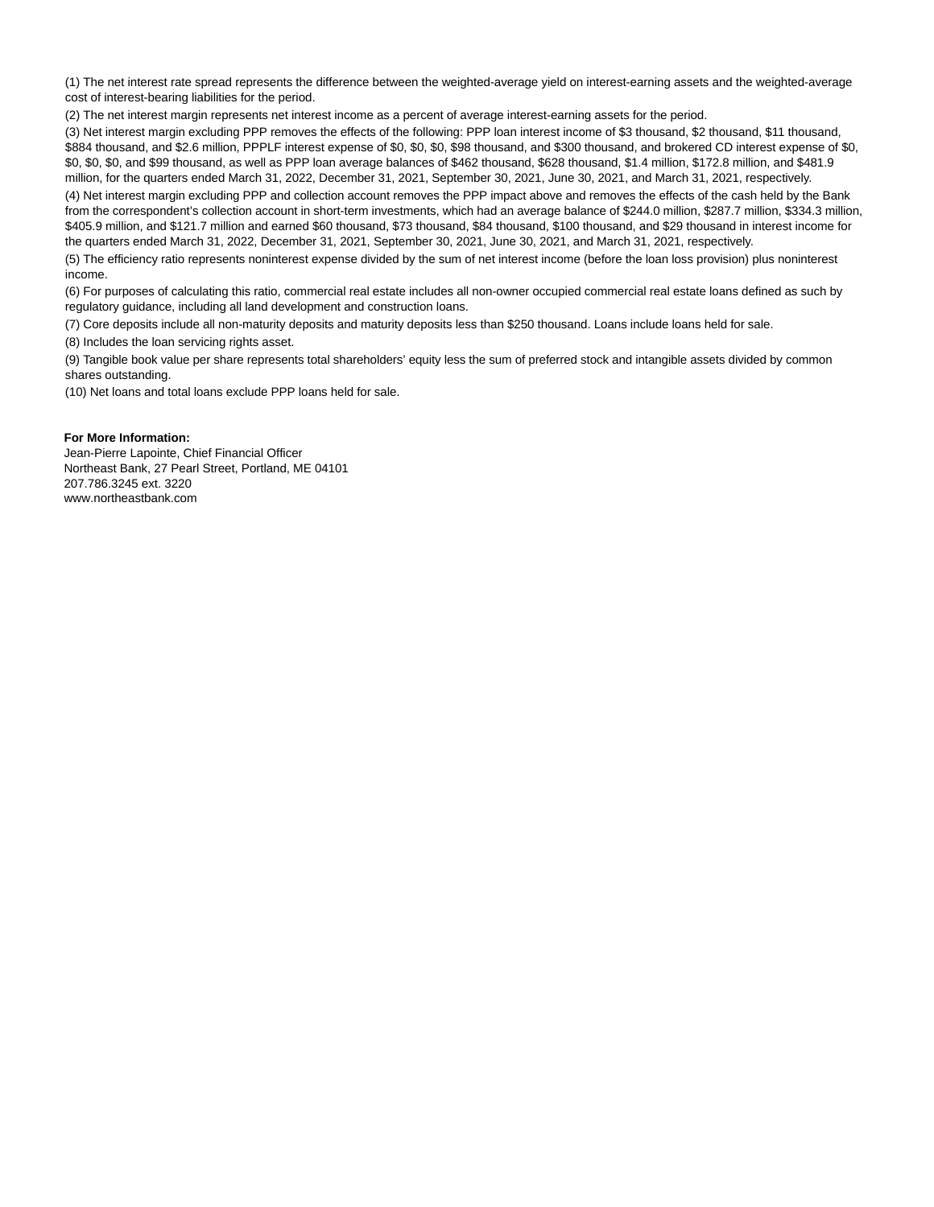(1) The net interest rate spread represents the difference between the weighted-average yield on interest-earning assets and the weighted-average cost of interest-bearing liabilities for the period.

(2) The net interest margin represents net interest income as a percent of average interest-earning assets for the period.

(3) Net interest margin excluding PPP removes the effects of the following: PPP loan interest income of $3 thousand, $2 thousand, $11 thousand, $884 thousand, and $2.6 million, PPPLF interest expense of $0, $0, $0, $98 thousand, and $300 thousand, and brokered CD interest expense of $0, $0, $0, $0, and $99 thousand, as well as PPP loan average balances of $462 thousand, $628 thousand, $1.4 million, $172.8 million, and $481.9 million, for the quarters ended March 31, 2022, December 31, 2021, September 30, 2021, June 30, 2021, and March 31, 2021, respectively.

(4) Net interest margin excluding PPP and collection account removes the PPP impact above and removes the effects of the cash held by the Bank from the correspondent's collection account in short-term investments, which had an average balance of $244.0 million, $287.7 million, $334.3 million, $405.9 million, and $121.7 million and earned $60 thousand, $73 thousand, $84 thousand, $100 thousand, and $29 thousand in interest income for the quarters ended March 31, 2022, December 31, 2021, September 30, 2021, June 30, 2021, and March 31, 2021, respectively.

(5) The efficiency ratio represents noninterest expense divided by the sum of net interest income (before the loan loss provision) plus noninterest income.

(6) For purposes of calculating this ratio, commercial real estate includes all non-owner occupied commercial real estate loans defined as such by regulatory guidance, including all land development and construction loans.

(7) Core deposits include all non-maturity deposits and maturity deposits less than $250 thousand. Loans include loans held for sale.

(8) Includes the loan servicing rights asset.

(9) Tangible book value per share represents total shareholders' equity less the sum of preferred stock and intangible assets divided by common shares outstanding.

(10) Net loans and total loans exclude PPP loans held for sale.

**For More Information:**
Jean-Pierre Lapointe, Chief Financial Officer
Northeast Bank, 27 Pearl Street, Portland, ME 04101
207.786.3245 ext. 3220
www.northeastbank.com